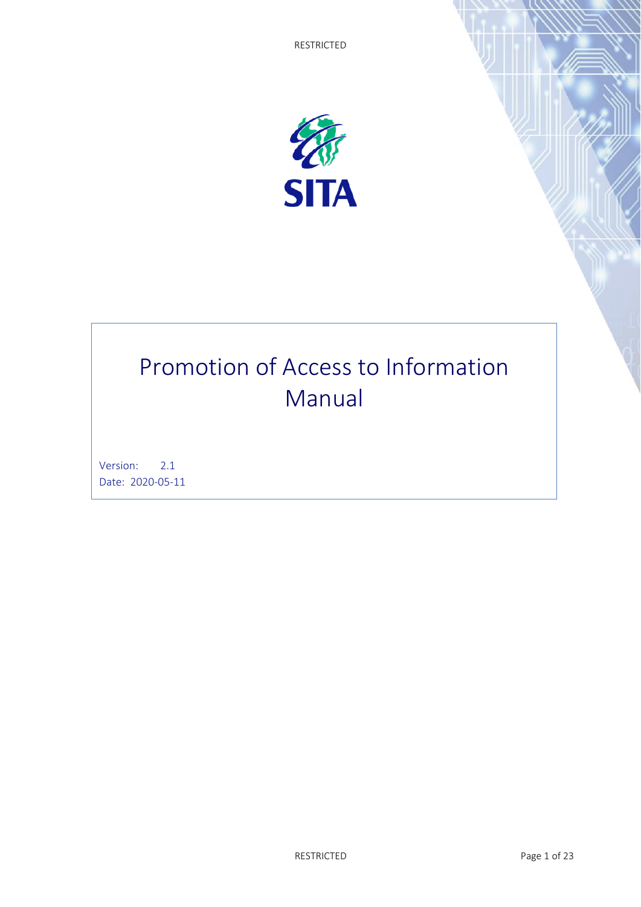SITA

# Promotion of Access to Information Manual

Version: 2.1
Date: 2020-05-11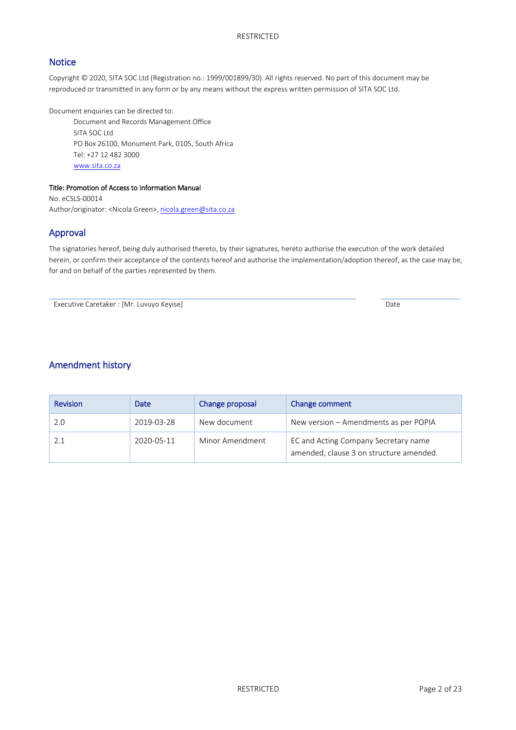## Notice

Copyright © 2020, SITA SOC Ltd (Registration no.: 1999/001899/30). All rights reserved. No part of this document may be reproduced or transmitted in any form or by any means without the express written permission of SITA SOC Ltd.

Document enquiries can be directed to:

Document and Records Management Office
SITA SOC Ltd
PO Box 26100, Monument Park, 0105, South Africa
Tel: +27 12 482 3000
www.sita.co.za

**Title: Promotion of Access to Information Manual**
No: eCSLS-00014
Author/originator: <Nicola Green>, nicola.green@sita.co.za

## Approval

The signatories hereof, being duly authorised thereto, by their signatures, hereto authorise the execution of the work detailed herein, or confirm their acceptance of the contents hereof and authorise the implementation/adoption thereof, as the case may be, for and on behalf of the parties represented by them.

Executive Caretaker : [Mr. Luvuyo Keyise] | Date

## Amendment history

| Revision | Date | Change proposal | Change comment |
|---|---|---|---|
| 2.0 | 2019-03-28 | New document | New version – Amendments as per POPIA |
| 2.1 | 2020-05-11 | Minor Amendment | EC and Acting Company Secretary name amended, clause 3 on structure amended. |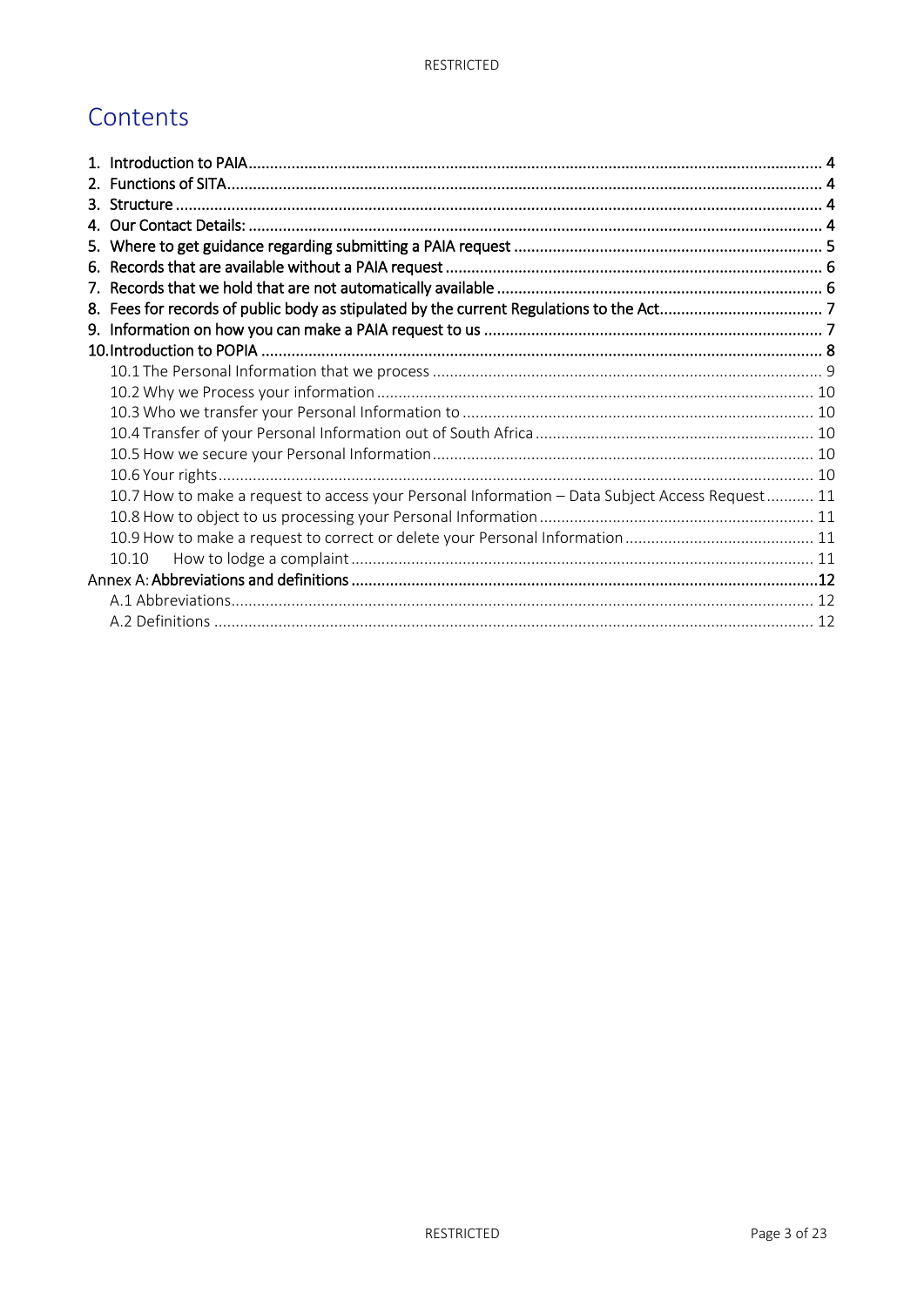# Contents

1. Introduction to PAIA .......... 4
2. Functions of SITA .......... 4
3. Structure .......... 4
4. Our Contact Details: .......... 4
5. Where to get guidance regarding submitting a PAIA request .......... 5
6. Records that are available without a PAIA request .......... 6
7. Records that we hold that are not automatically available .......... 6
8. Fees for records of public body as stipulated by the current Regulations to the Act .......... 7
9. Information on how you can make a PAIA request to us .......... 7
10. Introduction to POPIA .......... 8
    - 10.1 The Personal Information that we process .......... 9
    - 10.2 Why we Process your information .......... 10
    - 10.3 Who we transfer your Personal Information to .......... 10
    - 10.4 Transfer of your Personal Information out of South Africa .......... 10
    - 10.5 How we secure your Personal Information .......... 10
    - 10.6 Your rights .......... 10
    - 10.7 How to make a request to access your Personal Information – Data Subject Access Request .......... 11
    - 10.8 How to object to us processing your Personal Information .......... 11
    - 10.9 How to make a request to correct or delete your Personal Information .......... 11
    - 10.10 How to lodge a complaint .......... 11

Annex A: Abbreviations and definitions .......... 12
- A.1 Abbreviations .......... 12
- A.2 Definitions .......... 12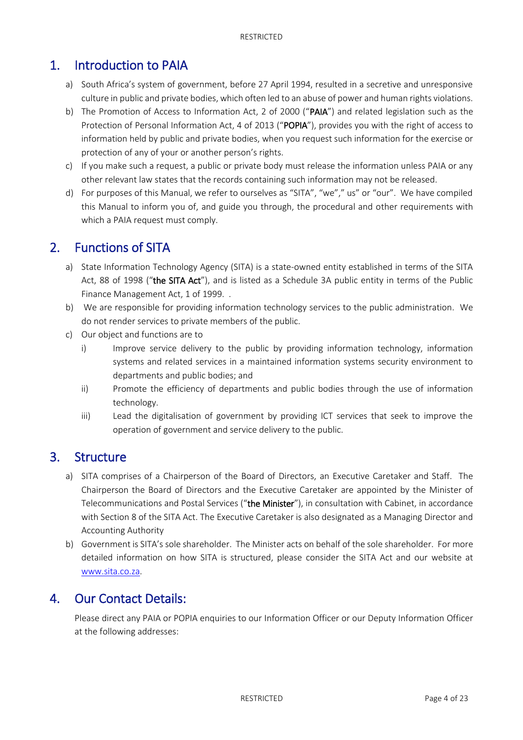## 1. Introduction to PAIA

a) South Africa's system of government, before 27 April 1994, resulted in a secretive and unresponsive culture in public and private bodies, which often led to an abuse of power and human rights violations.

b) The Promotion of Access to Information Act, 2 of 2000 ("**PAIA**") and related legislation such as the Protection of Personal Information Act, 4 of 2013 ("**POPIA**"), provides you with the right of access to information held by public and private bodies, when you request such information for the exercise or protection of any of your or another person's rights.

c) If you make such a request, a public or private body must release the information unless PAIA or any other relevant law states that the records containing such information may not be released.

d) For purposes of this Manual, we refer to ourselves as "SITA", "we"," us" or "our". We have compiled this Manual to inform you of, and guide you through, the procedural and other requirements with which a PAIA request must comply.

## 2. Functions of SITA

a) State Information Technology Agency (SITA) is a state-owned entity established in terms of the SITA Act, 88 of 1998 ("**the SITA Act**"), and is listed as a Schedule 3A public entity in terms of the Public Finance Management Act, 1 of 1999. .

b) We are responsible for providing information technology services to the public administration. We do not render services to private members of the public.

c) Our object and functions are to

   i) Improve service delivery to the public by providing information technology, information systems and related services in a maintained information systems security environment to departments and public bodies; and

   ii) Promote the efficiency of departments and public bodies through the use of information technology.

   iii) Lead the digitalisation of government by providing ICT services that seek to improve the operation of government and service delivery to the public.

## 3. Structure

a) SITA comprises of a Chairperson of the Board of Directors, an Executive Caretaker and Staff. The Chairperson the Board of Directors and the Executive Caretaker are appointed by the Minister of Telecommunications and Postal Services ("**the Minister**"), in consultation with Cabinet, in accordance with Section 8 of the SITA Act. The Executive Caretaker is also designated as a Managing Director and Accounting Authority

b) Government is SITA's sole shareholder. The Minister acts on behalf of the sole shareholder. For more detailed information on how SITA is structured, please consider the SITA Act and our website at www.sita.co.za.

## 4. Our Contact Details:

Please direct any PAIA or POPIA enquiries to our Information Officer or our Deputy Information Officer at the following addresses: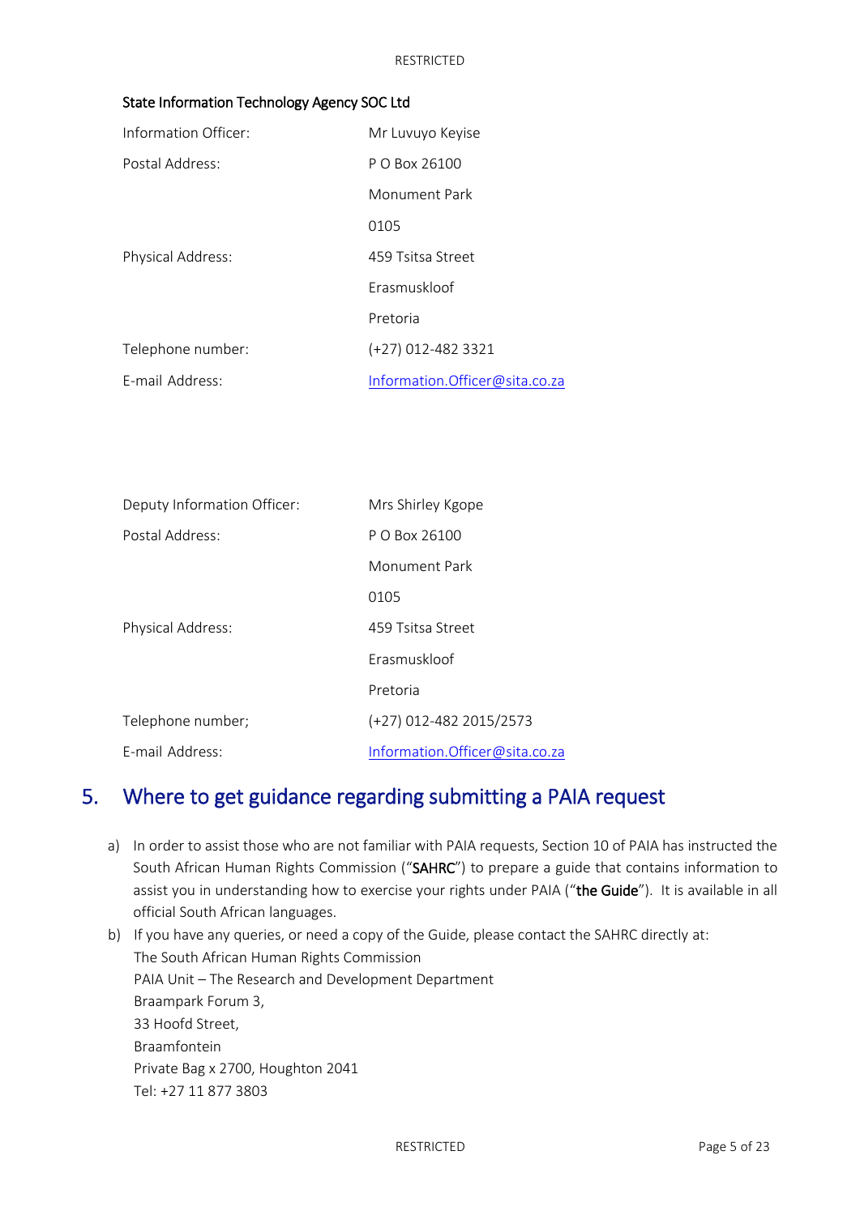**State Information Technology Agency SOC Ltd**

| | |
|---|---|
| Information Officer: | Mr Luvuyo Keyise |
| Postal Address: | P O Box 26100 |
| | Monument Park |
| | 0105 |
| Physical Address: | 459 Tsitsa Street |
| | Erasmuskloof |
| | Pretoria |
| Telephone number: | (+27) 012-482 3321 |
| E-mail Address: | Information.Officer@sita.co.za |

| | |
|---|---|
| Deputy Information Officer: | Mrs Shirley Kgope |
| Postal Address: | P O Box 26100 |
| | Monument Park |
| | 0105 |
| Physical Address: | 459 Tsitsa Street |
| | Erasmuskloof |
| | Pretoria |
| Telephone number; | (+27) 012-482 2015/2573 |
| E-mail Address: | Information.Officer@sita.co.za |

## 5. Where to get guidance regarding submitting a PAIA request

a) In order to assist those who are not familiar with PAIA requests, Section 10 of PAIA has instructed the South African Human Rights Commission ("**SAHRC**") to prepare a guide that contains information to assist you in understanding how to exercise your rights under PAIA ("**the Guide**"). It is available in all official South African languages.

b) If you have any queries, or need a copy of the Guide, please contact the SAHRC directly at:
The South African Human Rights Commission
PAIA Unit – The Research and Development Department
Braampark Forum 3,
33 Hoofd Street,
Braamfontein
Private Bag x 2700, Houghton 2041
Tel: +27 11 877 3803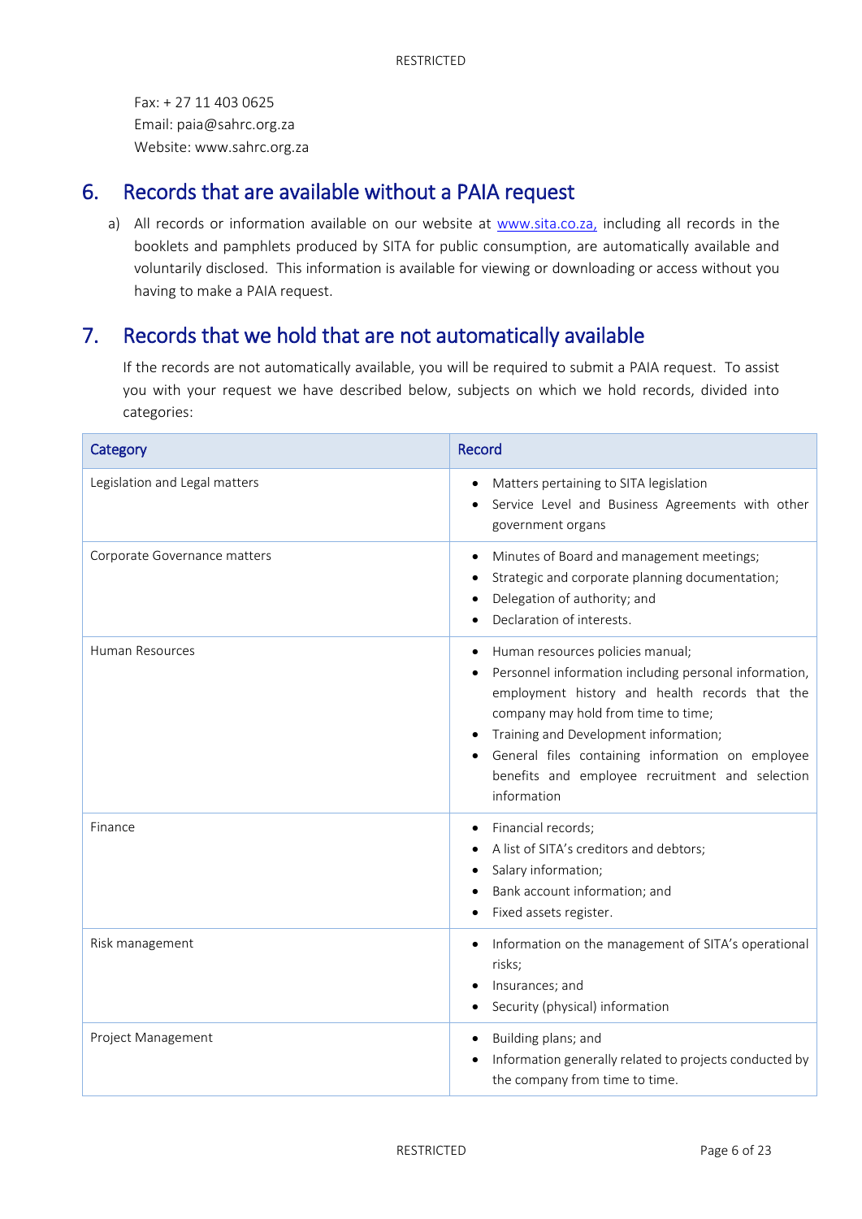Fax: + 27 11 403 0625
Email: paia@sahrc.org.za
Website: www.sahrc.org.za

## 6. Records that are available without a PAIA request

a) All records or information available on our website at www.sita.co.za, including all records in the booklets and pamphlets produced by SITA for public consumption, are automatically available and voluntarily disclosed. This information is available for viewing or downloading or access without you having to make a PAIA request.

## 7. Records that we hold that are not automatically available

If the records are not automatically available, you will be required to submit a PAIA request. To assist you with your request we have described below, subjects on which we hold records, divided into categories:

| Category | Record |
|---|---|
| Legislation and Legal matters | • Matters pertaining to SITA legislation<br>• Service Level and Business Agreements with other government organs |
| Corporate Governance matters | • Minutes of Board and management meetings;<br>• Strategic and corporate planning documentation;<br>• Delegation of authority; and<br>• Declaration of interests. |
| Human Resources | • Human resources policies manual;<br>• Personnel information including personal information, employment history and health records that the company may hold from time to time;<br>• Training and Development information;<br>• General files containing information on employee benefits and employee recruitment and selection information |
| Finance | • Financial records;<br>• A list of SITA's creditors and debtors;<br>• Salary information;<br>• Bank account information; and<br>• Fixed assets register. |
| Risk management | • Information on the management of SITA's operational risks;<br>• Insurances; and<br>• Security (physical) information |
| Project Management | • Building plans; and<br>• Information generally related to projects conducted by the company from time to time. |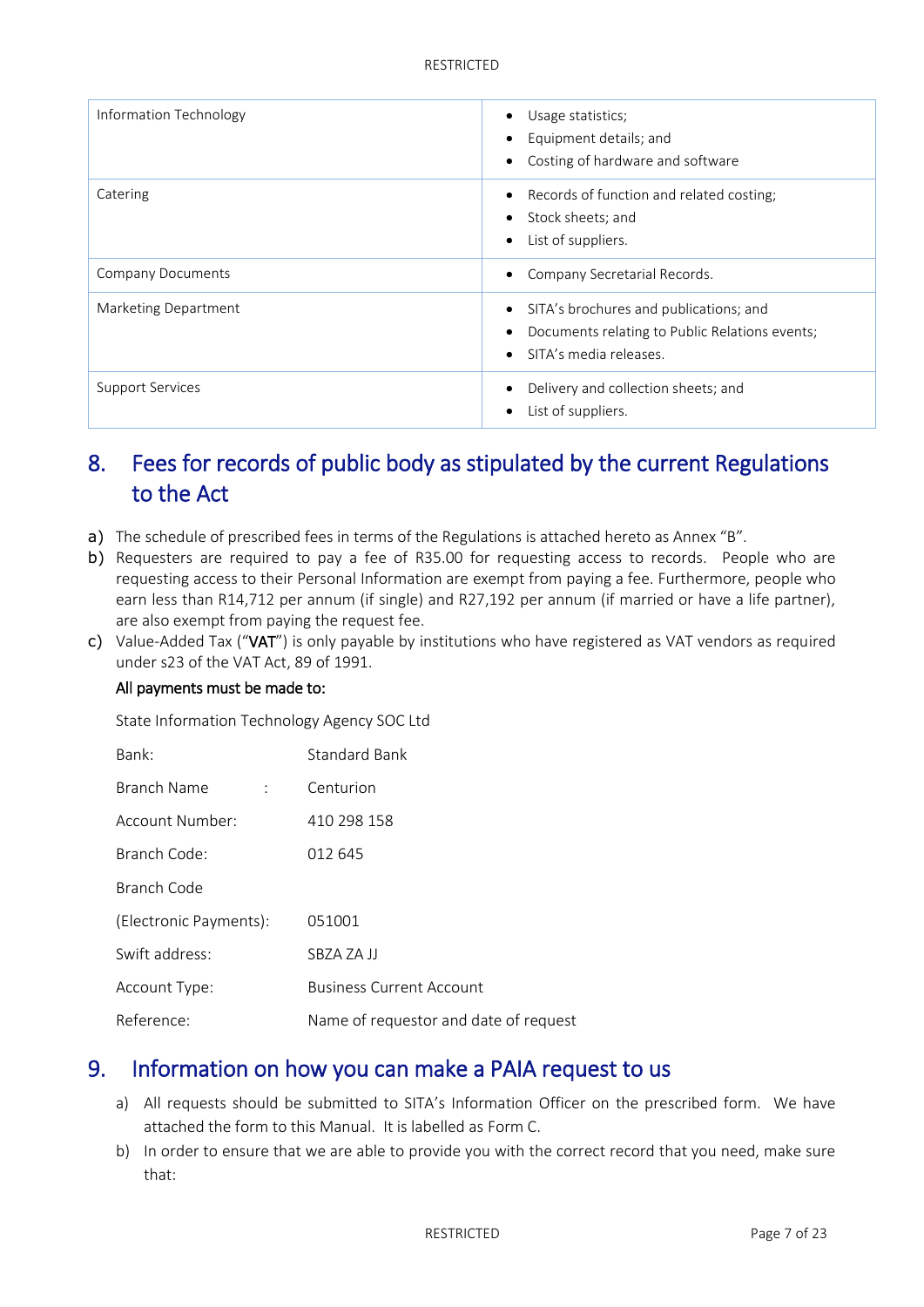| | |
|---|---|
| Information Technology | • Usage statistics;<br>• Equipment details; and<br>• Costing of hardware and software |
| Catering | • Records of function and related costing;<br>• Stock sheets; and<br>• List of suppliers. |
| Company Documents | • Company Secretarial Records. |
| Marketing Department | • SITA's brochures and publications; and<br>• Documents relating to Public Relations events;<br>• SITA's media releases. |
| Support Services | • Delivery and collection sheets; and<br>• List of suppliers. |

## 8. Fees for records of public body as stipulated by the current Regulations to the Act

a) The schedule of prescribed fees in terms of the Regulations is attached hereto as Annex "B".

b) Requesters are required to pay a fee of R35.00 for requesting access to records. People who are requesting access to their Personal Information are exempt from paying a fee. Furthermore, people who earn less than R14,712 per annum (if single) and R27,192 per annum (if married or have a life partner), are also exempt from paying the request fee.

c) Value-Added Tax ("**VAT**") is only payable by institutions who have registered as VAT vendors as required under s23 of the VAT Act, 89 of 1991.

**All payments must be made to:**

State Information Technology Agency SOC Ltd

| | |
|---|---|
| Bank: | Standard Bank |
| Branch Name : | Centurion |
| Account Number: | 410 298 158 |
| Branch Code: | 012 645 |
| Branch Code (Electronic Payments): | 051001 |
| Swift address: | SBZA ZA JJ |
| Account Type: | Business Current Account |
| Reference: | Name of requestor and date of request |

## 9. Information on how you can make a PAIA request to us

a) All requests should be submitted to SITA's Information Officer on the prescribed form. We have attached the form to this Manual. It is labelled as Form C.

b) In order to ensure that we are able to provide you with the correct record that you need, make sure that: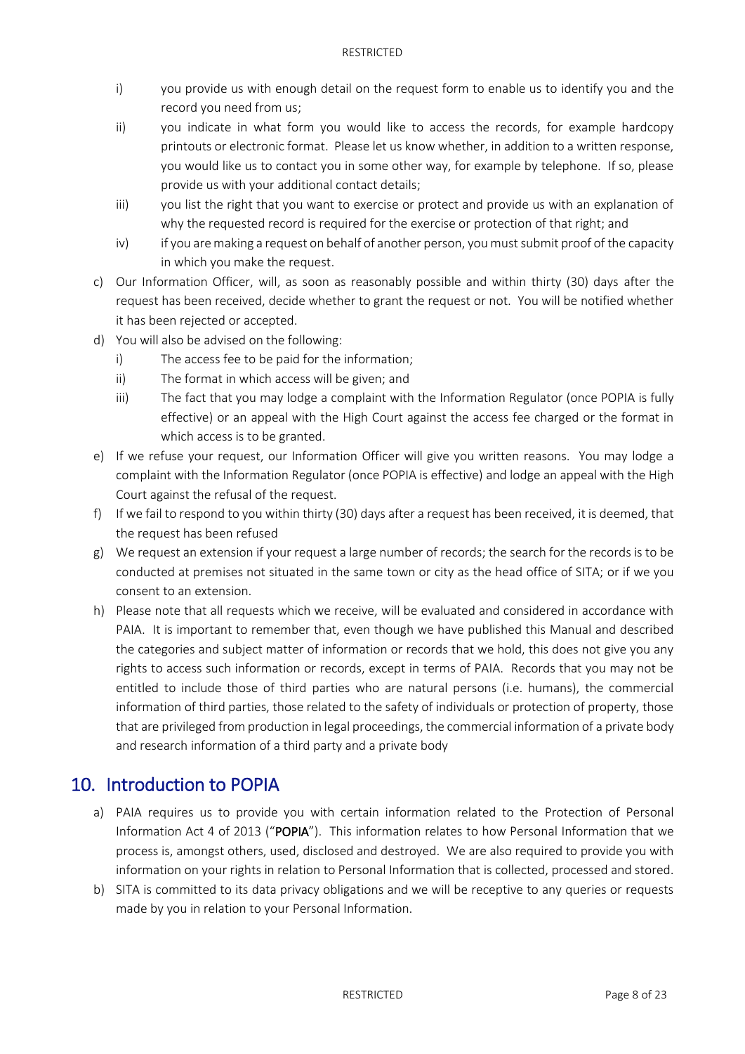i) you provide us with enough detail on the request form to enable us to identify you and the record you need from us;

ii) you indicate in what form you would like to access the records, for example hardcopy printouts or electronic format. Please let us know whether, in addition to a written response, you would like us to contact you in some other way, for example by telephone. If so, please provide us with your additional contact details;

iii) you list the right that you want to exercise or protect and provide us with an explanation of why the requested record is required for the exercise or protection of that right; and

iv) if you are making a request on behalf of another person, you must submit proof of the capacity in which you make the request.

c) Our Information Officer, will, as soon as reasonably possible and within thirty (30) days after the request has been received, decide whether to grant the request or not. You will be notified whether it has been rejected or accepted.

d) You will also be advised on the following:

   i) The access fee to be paid for the information;

   ii) The format in which access will be given; and

   iii) The fact that you may lodge a complaint with the Information Regulator (once POPIA is fully effective) or an appeal with the High Court against the access fee charged or the format in which access is to be granted.

e) If we refuse your request, our Information Officer will give you written reasons. You may lodge a complaint with the Information Regulator (once POPIA is effective) and lodge an appeal with the High Court against the refusal of the request.

f) If we fail to respond to you within thirty (30) days after a request has been received, it is deemed, that the request has been refused

g) We request an extension if your request a large number of records; the search for the records is to be conducted at premises not situated in the same town or city as the head office of SITA; or if we you consent to an extension.

h) Please note that all requests which we receive, will be evaluated and considered in accordance with PAIA. It is important to remember that, even though we have published this Manual and described the categories and subject matter of information or records that we hold, this does not give you any rights to access such information or records, except in terms of PAIA. Records that you may not be entitled to include those of third parties who are natural persons (i.e. humans), the commercial information of third parties, those related to the safety of individuals or protection of property, those that are privileged from production in legal proceedings, the commercial information of a private body and research information of a third party and a private body

## 10. Introduction to POPIA

a) PAIA requires us to provide you with certain information related to the Protection of Personal Information Act 4 of 2013 ("**POPIA**"). This information relates to how Personal Information that we process is, amongst others, used, disclosed and destroyed. We are also required to provide you with information on your rights in relation to Personal Information that is collected, processed and stored.

b) SITA is committed to its data privacy obligations and we will be receptive to any queries or requests made by you in relation to your Personal Information.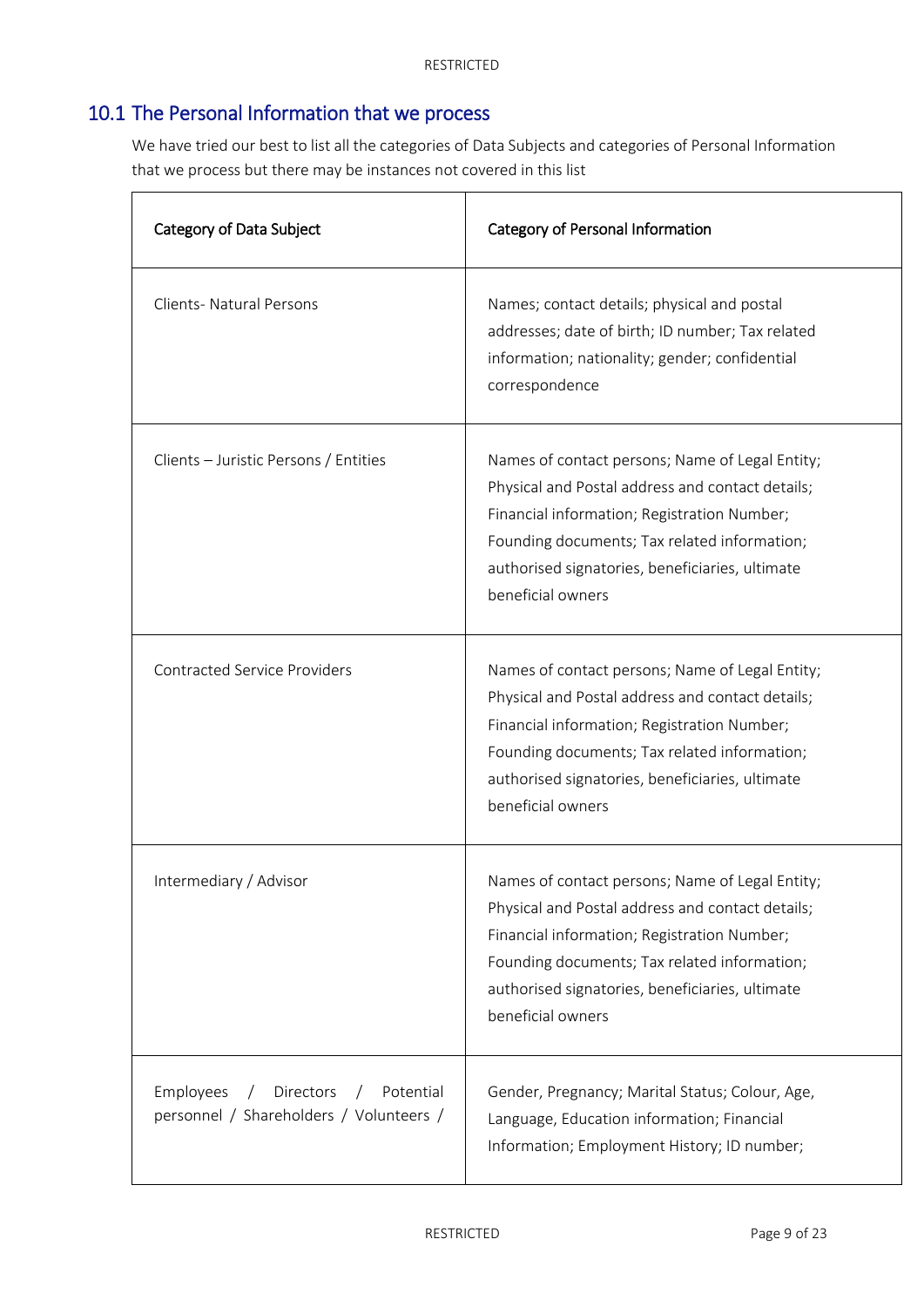## 10.1 The Personal Information that we process

We have tried our best to list all the categories of Data Subjects and categories of Personal Information that we process but there may be instances not covered in this list

| Category of Data Subject | Category of Personal Information |
|---|---|
| Clients- Natural Persons | Names; contact details; physical and postal addresses; date of birth; ID number; Tax related information; nationality; gender; confidential correspondence |
| Clients – Juristic Persons / Entities | Names of contact persons; Name of Legal Entity; Physical and Postal address and contact details; Financial information; Registration Number; Founding documents; Tax related information; authorised signatories, beneficiaries, ultimate beneficial owners |
| Contracted Service Providers | Names of contact persons; Name of Legal Entity; Physical and Postal address and contact details; Financial information; Registration Number; Founding documents; Tax related information; authorised signatories, beneficiaries, ultimate beneficial owners |
| Intermediary / Advisor | Names of contact persons; Name of Legal Entity; Physical and Postal address and contact details; Financial information; Registration Number; Founding documents; Tax related information; authorised signatories, beneficiaries, ultimate beneficial owners |
| Employees / Directors / Potential personnel / Shareholders / Volunteers / | Gender, Pregnancy; Marital Status; Colour, Age, Language, Education information; Financial Information; Employment History; ID number; |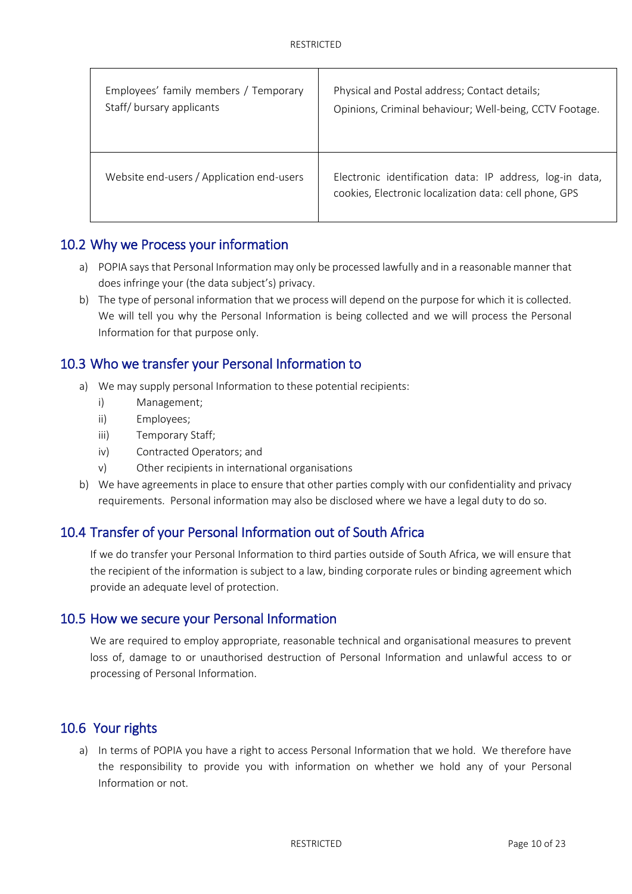| | |
|---|---|
| Employees' family members / Temporary Staff/ bursary applicants | Physical and Postal address; Contact details; Opinions, Criminal behaviour; Well-being, CCTV Footage. |
| Website end-users / Application end-users | Electronic identification data: IP address, log-in data, cookies, Electronic localization data: cell phone, GPS |

## 10.2 Why we Process your information

a) POPIA says that Personal Information may only be processed lawfully and in a reasonable manner that does infringe your (the data subject's) privacy.

b) The type of personal information that we process will depend on the purpose for which it is collected. We will tell you why the Personal Information is being collected and we will process the Personal Information for that purpose only.

## 10.3 Who we transfer your Personal Information to

a) We may supply personal Information to these potential recipients:
   - i) Management;
   - ii) Employees;
   - iii) Temporary Staff;
   - iv) Contracted Operators; and
   - v) Other recipients in international organisations

b) We have agreements in place to ensure that other parties comply with our confidentiality and privacy requirements. Personal information may also be disclosed where we have a legal duty to do so.

## 10.4 Transfer of your Personal Information out of South Africa

If we do transfer your Personal Information to third parties outside of South Africa, we will ensure that the recipient of the information is subject to a law, binding corporate rules or binding agreement which provide an adequate level of protection.

## 10.5 How we secure your Personal Information

We are required to employ appropriate, reasonable technical and organisational measures to prevent loss of, damage to or unauthorised destruction of Personal Information and unlawful access to or processing of Personal Information.

## 10.6 Your rights

a) In terms of POPIA you have a right to access Personal Information that we hold. We therefore have the responsibility to provide you with information on whether we hold any of your Personal Information or not.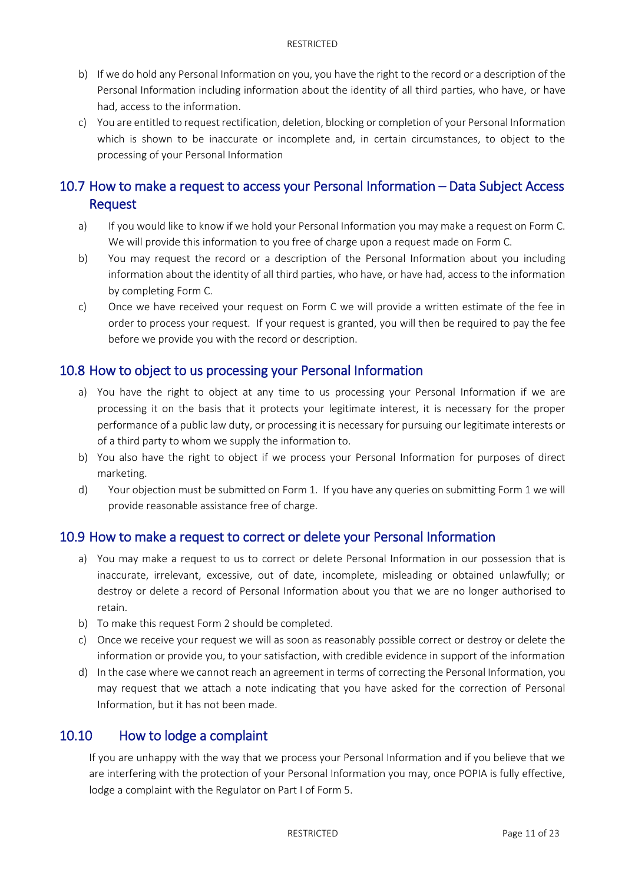b) If we do hold any Personal Information on you, you have the right to the record or a description of the Personal Information including information about the identity of all third parties, who have, or have had, access to the information.

c) You are entitled to request rectification, deletion, blocking or completion of your Personal Information which is shown to be inaccurate or incomplete and, in certain circumstances, to object to the processing of your Personal Information

## 10.7 How to make a request to access your Personal Information – Data Subject Access Request

a) If you would like to know if we hold your Personal Information you may make a request on Form C. We will provide this information to you free of charge upon a request made on Form C.

b) You may request the record or a description of the Personal Information about you including information about the identity of all third parties, who have, or have had, access to the information by completing Form C.

c) Once we have received your request on Form C we will provide a written estimate of the fee in order to process your request. If your request is granted, you will then be required to pay the fee before we provide you with the record or description.

## 10.8 How to object to us processing your Personal Information

a) You have the right to object at any time to us processing your Personal Information if we are processing it on the basis that it protects your legitimate interest, it is necessary for the proper performance of a public law duty, or processing it is necessary for pursuing our legitimate interests or of a third party to whom we supply the information to.

b) You also have the right to object if we process your Personal Information for purposes of direct marketing.

d) Your objection must be submitted on Form 1. If you have any queries on submitting Form 1 we will provide reasonable assistance free of charge.

## 10.9 How to make a request to correct or delete your Personal Information

a) You may make a request to us to correct or delete Personal Information in our possession that is inaccurate, irrelevant, excessive, out of date, incomplete, misleading or obtained unlawfully; or destroy or delete a record of Personal Information about you that we are no longer authorised to retain.

b) To make this request Form 2 should be completed.

c) Once we receive your request we will as soon as reasonably possible correct or destroy or delete the information or provide you, to your satisfaction, with credible evidence in support of the information

d) In the case where we cannot reach an agreement in terms of correcting the Personal Information, you may request that we attach a note indicating that you have asked for the correction of Personal Information, but it has not been made.

## 10.10 How to lodge a complaint

If you are unhappy with the way that we process your Personal Information and if you believe that we are interfering with the protection of your Personal Information you may, once POPIA is fully effective, lodge a complaint with the Regulator on Part I of Form 5.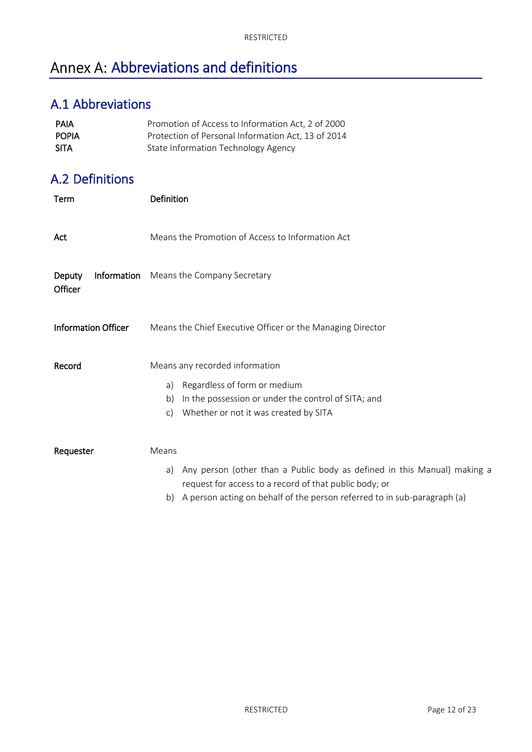# Annex A: Abbreviations and definitions

## A.1 Abbreviations

| | |
|---|---|
| **PAIA** | Promotion of Access to Information Act, 2 of 2000 |
| **POPIA** | Protection of Personal Information Act, 13 of 2014 |
| **SITA** | State Information Technology Agency |

## A.2 Definitions

| Term | Definition |
|---|---|
| **Act** | Means the Promotion of Access to Information Act |
| **Deputy Information Officer** | Means the Company Secretary |
| **Information Officer** | Means the Chief Executive Officer or the Managing Director |
| **Record** | Means any recorded information<br>a) Regardless of form or medium<br>b) In the possession or under the control of SITA; and<br>c) Whether or not it was created by SITA |
| **Requester** | Means<br>a) Any person (other than a Public body as defined in this Manual) making a request for access to a record of that public body; or<br>b) A person acting on behalf of the person referred to in sub-paragraph (a) |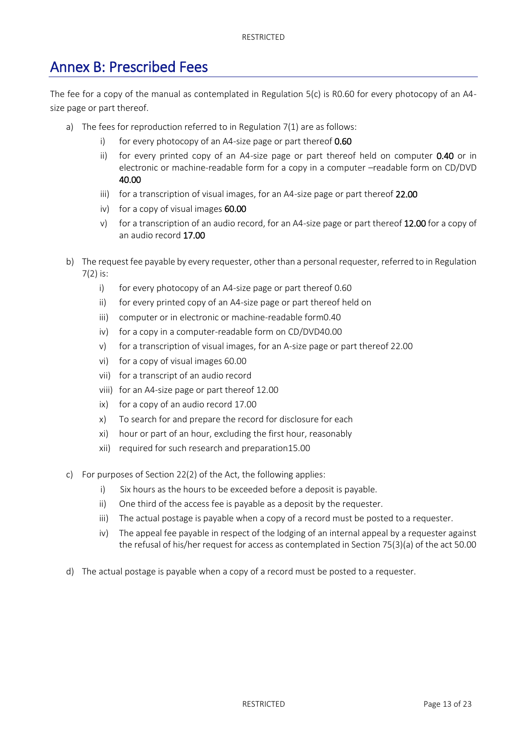# Annex B: Prescribed Fees

The fee for a copy of the manual as contemplated in Regulation 5(c) is R0.60 for every photocopy of an A4-size page or part thereof.

a) The fees for reproduction referred to in Regulation 7(1) are as follows:
   i) for every photocopy of an A4-size page or part thereof **0.60**
   ii) for every printed copy of an A4-size page or part thereof held on computer **0.40** or in electronic or machine-readable form for a copy in a computer –readable form on CD/DVD **40.00**
   iii) for a transcription of visual images, for an A4-size page or part thereof **22.00**
   iv) for a copy of visual images **60.00**
   v) for a transcription of an audio record, for an A4-size page or part thereof **12.00** for a copy of an audio record **17.00**

b) The request fee payable by every requester, other than a personal requester, referred to in Regulation 7(2) is:
   i) for every photocopy of an A4-size page or part thereof 0.60
   ii) for every printed copy of an A4-size page or part thereof held on
   iii) computer or in electronic or machine-readable form0.40
   iv) for a copy in a computer-readable form on CD/DVD40.00
   v) for a transcription of visual images, for an A-size page or part thereof 22.00
   vi) for a copy of visual images 60.00
   vii) for a transcript of an audio record
   viii) for an A4-size page or part thereof 12.00
   ix) for a copy of an audio record 17.00
   x) To search for and prepare the record for disclosure for each
   xi) hour or part of an hour, excluding the first hour, reasonably
   xii) required for such research and preparation15.00

c) For purposes of Section 22(2) of the Act, the following applies:
   i) Six hours as the hours to be exceeded before a deposit is payable.
   ii) One third of the access fee is payable as a deposit by the requester.
   iii) The actual postage is payable when a copy of a record must be posted to a requester.
   iv) The appeal fee payable in respect of the lodging of an internal appeal by a requester against the refusal of his/her request for access as contemplated in Section 75(3)(a) of the act 50.00

d) The actual postage is payable when a copy of a record must be posted to a requester.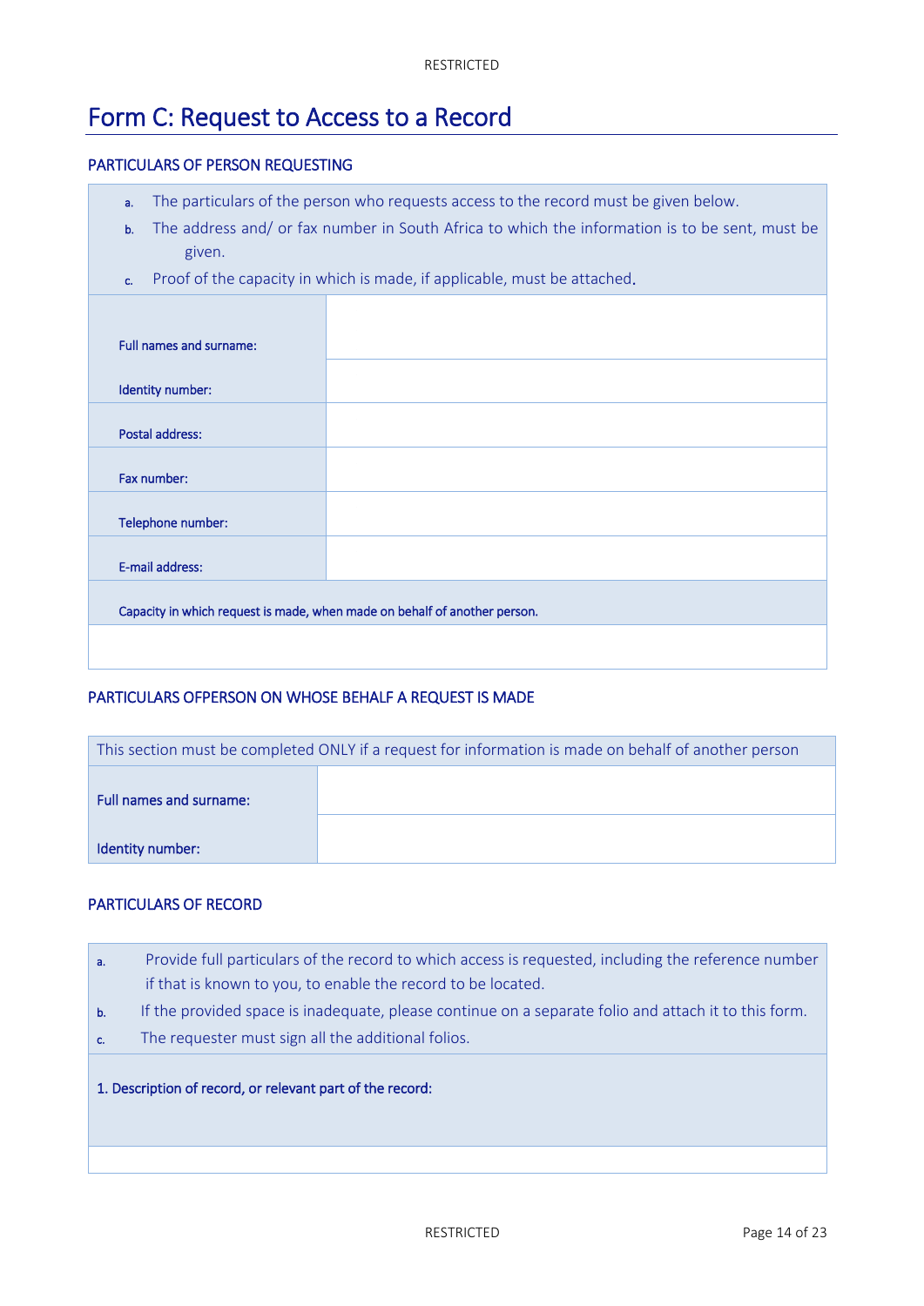# Form C: Request to Access to a Record

## PARTICULARS OF PERSON REQUESTING

a. The particulars of the person who requests access to the record must be given below.

b. The address and/ or fax number in South Africa to which the information is to be sent, must be given.

c. Proof of the capacity in which is made, if applicable, must be attached.

| | |
|---|---|
| Full names and surname: | |
| Identity number: | |
| Postal address: | |
| Fax number: | |
| Telephone number: | |
| E-mail address: | |

Capacity in which request is made, when made on behalf of another person.

| |
|---|
| |

## PARTICULARS OFPERSON ON WHOSE BEHALF A REQUEST IS MADE

This section must be completed ONLY if a request for information is made on behalf of another person

| | |
|---|---|
| Full names and surname: | |
| Identity number: | |

## PARTICULARS OF RECORD

a. Provide full particulars of the record to which access is requested, including the reference number if that is known to you, to enable the record to be located.

b. If the provided space is inadequate, please continue on a separate folio and attach it to this form.

c. The requester must sign all the additional folios.

1. Description of record, or relevant part of the record:

| |
|---|
| |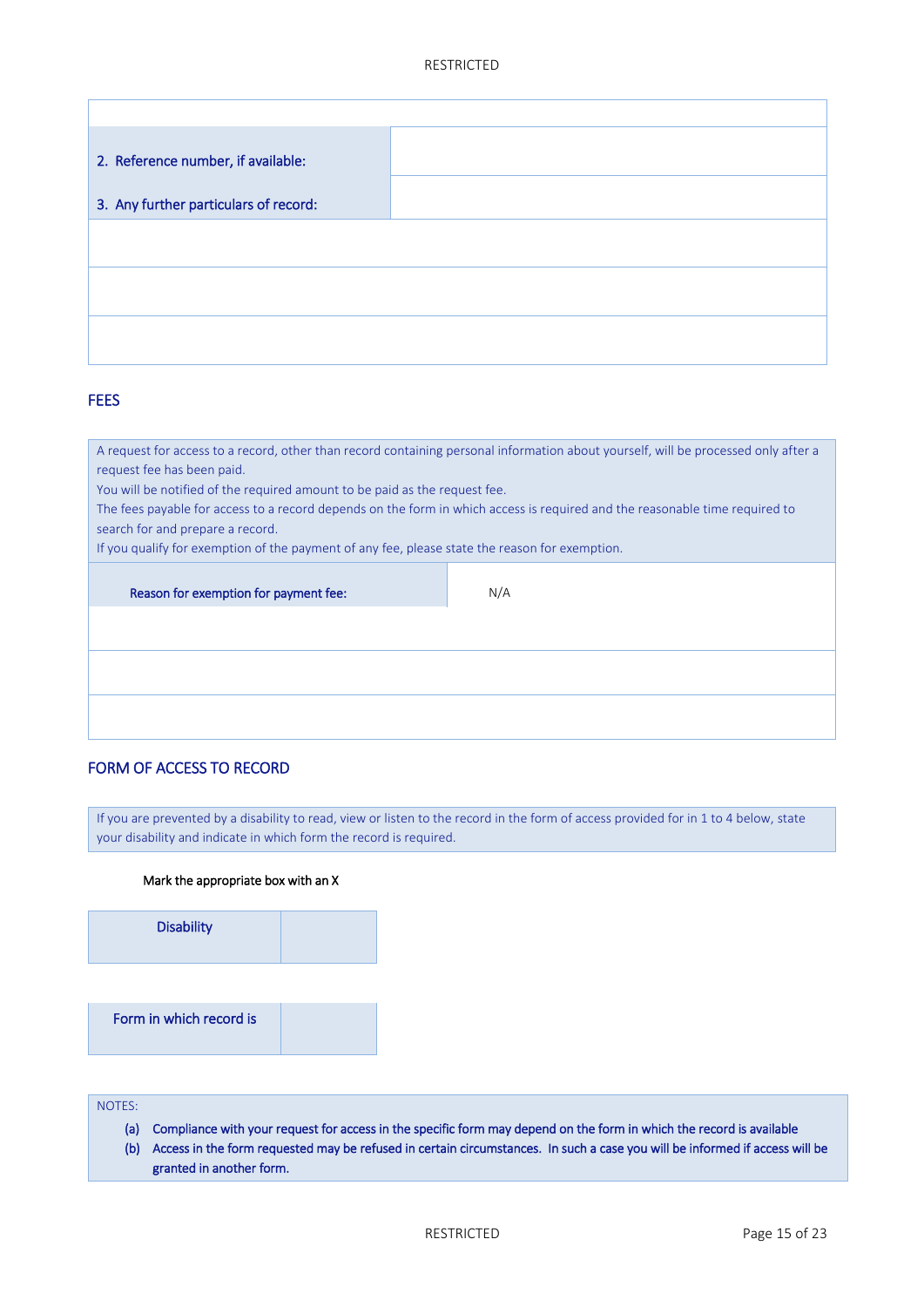| | |
|---|---|
| | |
| 2. Reference number, if available: | |
| 3. Any further particulars of record: | |
| | |
| | |
| | |

## FEES

A request for access to a record, other than record containing personal information about yourself, will be processed only after a request fee has been paid.
You will be notified of the required amount to be paid as the request fee.
The fees payable for access to a record depends on the form in which access is required and the reasonable time required to search for and prepare a record.
If you qualify for exemption of the payment of any fee, please state the reason for exemption.

| | |
|---|---|
| Reason for exemption for payment fee: | N/A |
| | |
| | |
| | |

## FORM OF ACCESS TO RECORD

If you are prevented by a disability to read, view or listen to the record in the form of access provided for in 1 to 4 below, state your disability and indicate in which form the record is required.

Mark the appropriate box with an X

| | |
|---|---|
| Disability | |

| | |
|---|---|
| Form in which record is | |

NOTES:

(a) Compliance with your request for access in the specific form may depend on the form in which the record is available
(b) Access in the form requested may be refused in certain circumstances. In such a case you will be informed if access will be granted in another form.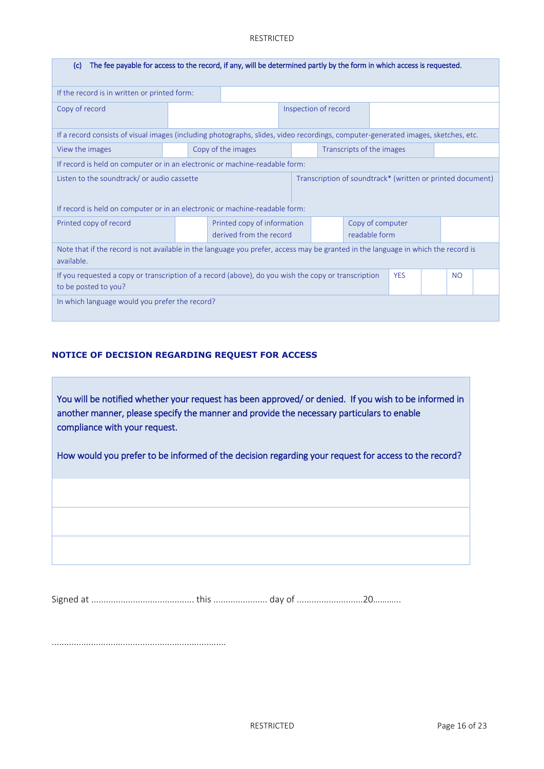| (c) The fee payable for access to the record, if any, will be determined partly by the form in which access is requested. | | | | | |
|---|---|---|---|---|---|
| If the record is in written or printed form: | | | | | |
| Copy of record | | Inspection of record | | | |
| If a record consists of visual images (including photographs, slides, video recordings, computer-generated images, sketches, etc. | | | | | |
| View the images | | Copy of the images | | Transcripts of the images | |
| If record is held on computer or in an electronic or machine-readable form: | | | | | |
| Listen to the soundtrack/ or audio cassette | | | Transcription of soundtrack* (written or printed document) | | |
| If record is held on computer or in an electronic or machine-readable form: | | | | | |
| Printed copy of record | | Printed copy of information derived from the record | | Copy of computer readable form | |
| Note that if the record is not available in the language you prefer, access may be granted in the language in which the record is available. | | | | | |
| If you requested a copy or transcription of a record (above), do you wish the copy or transcription to be posted to you? | YES | | NO | | |
| In which language would you prefer the record? | | | | | |

**NOTICE OF DECISION REGARDING REQUEST FOR ACCESS**

| |
|---|
| You will be notified whether your request has been approved/ or denied. If you wish to be informed in another manner, please specify the manner and provide the necessary particulars to enable compliance with your request.<br><br>How would you prefer to be informed of the decision regarding your request for access to the record? |
| |
| |
| |

Signed at ......................................... this ...................... day of ..........................20………..

......................................................................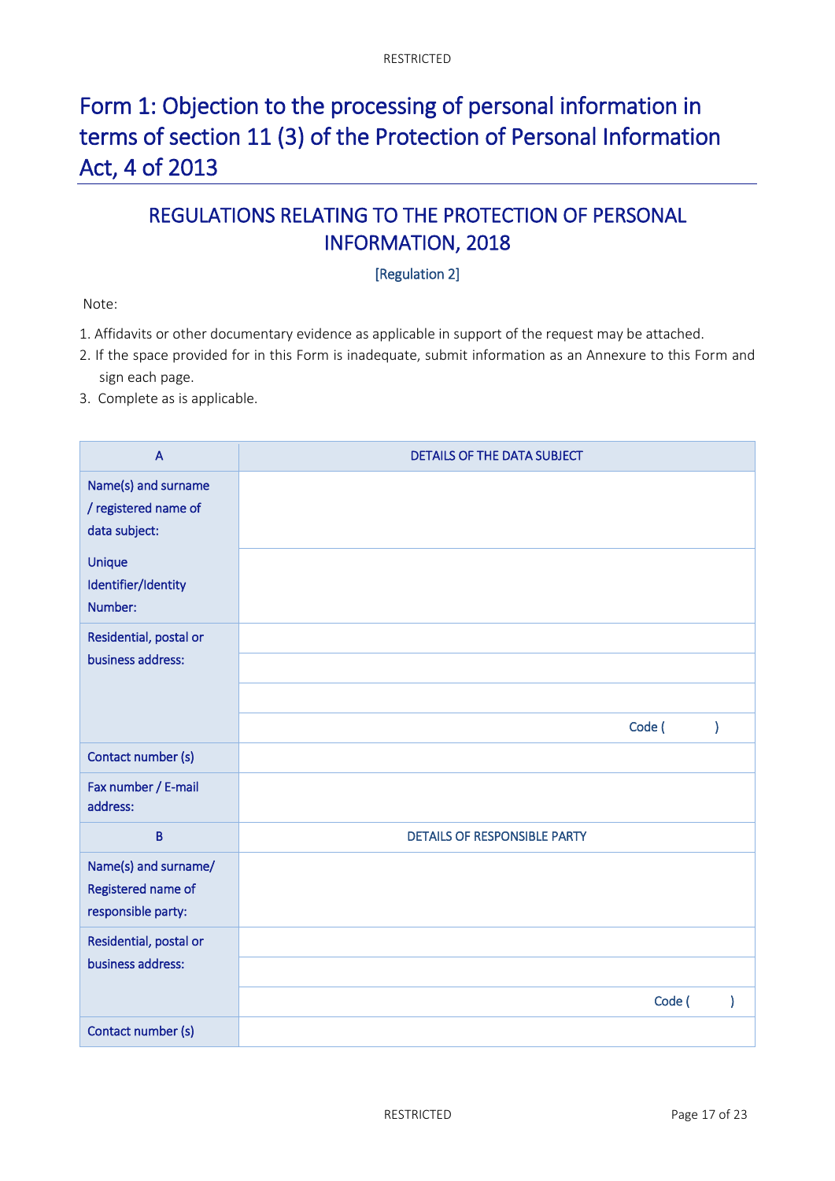# Form 1: Objection to the processing of personal information in terms of section 11 (3) of the Protection of Personal Information Act, 4 of 2013

## REGULATIONS RELATING TO THE PROTECTION OF PERSONAL INFORMATION, 2018

[Regulation 2]

Note:

1. Affidavits or other documentary evidence as applicable in support of the request may be attached.
2. If the space provided for in this Form is inadequate, submit information as an Annexure to this Form and sign each page.
3. Complete as is applicable.

| A | DETAILS OF THE DATA SUBJECT |
|---|---|
| Name(s) and surname / registered name of data subject: | |
| Unique Identifier/Identity Number: | |
| Residential, postal or business address: | |
| | |
| | |
| | Code (        ) |
| Contact number (s) | |
| Fax number / E-mail address: | |
| **B** | **DETAILS OF RESPONSIBLE PARTY** |
| Name(s) and surname/ Registered name of responsible party: | |
| Residential, postal or business address: | |
| | |
| | Code (        ) |
| Contact number (s) | |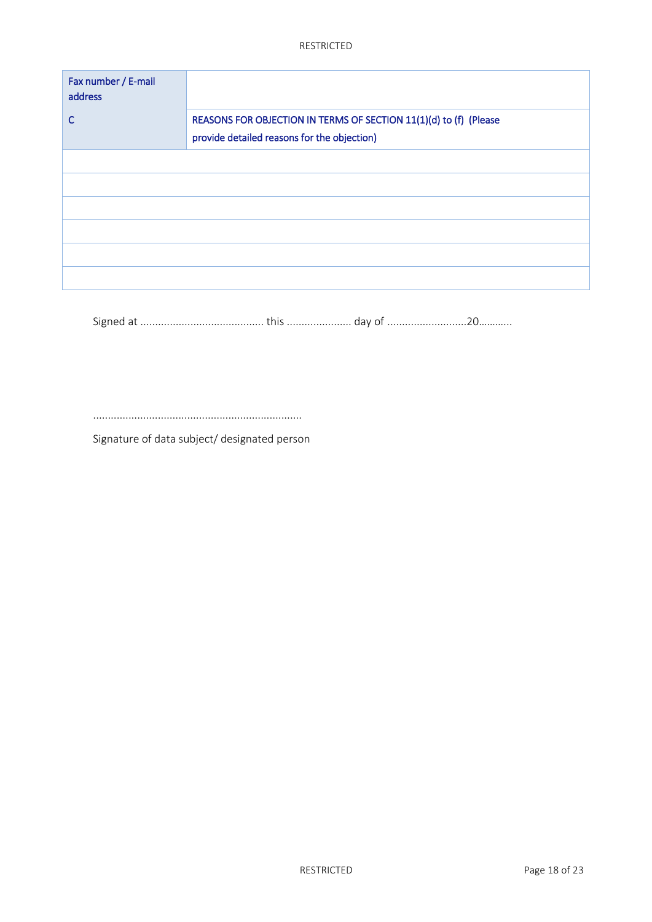| | |
|---|---|
| Fax number / E-mail address | |
| C | REASONS FOR OBJECTION IN TERMS OF SECTION 11(1)(d) to (f) (Please provide detailed reasons for the objection) |
| | |
| | |
| | |
| | |
| | |
| | |

Signed at ........................................... this ...................... day of ...........................20...........

......................................................................

Signature of data subject/ designated person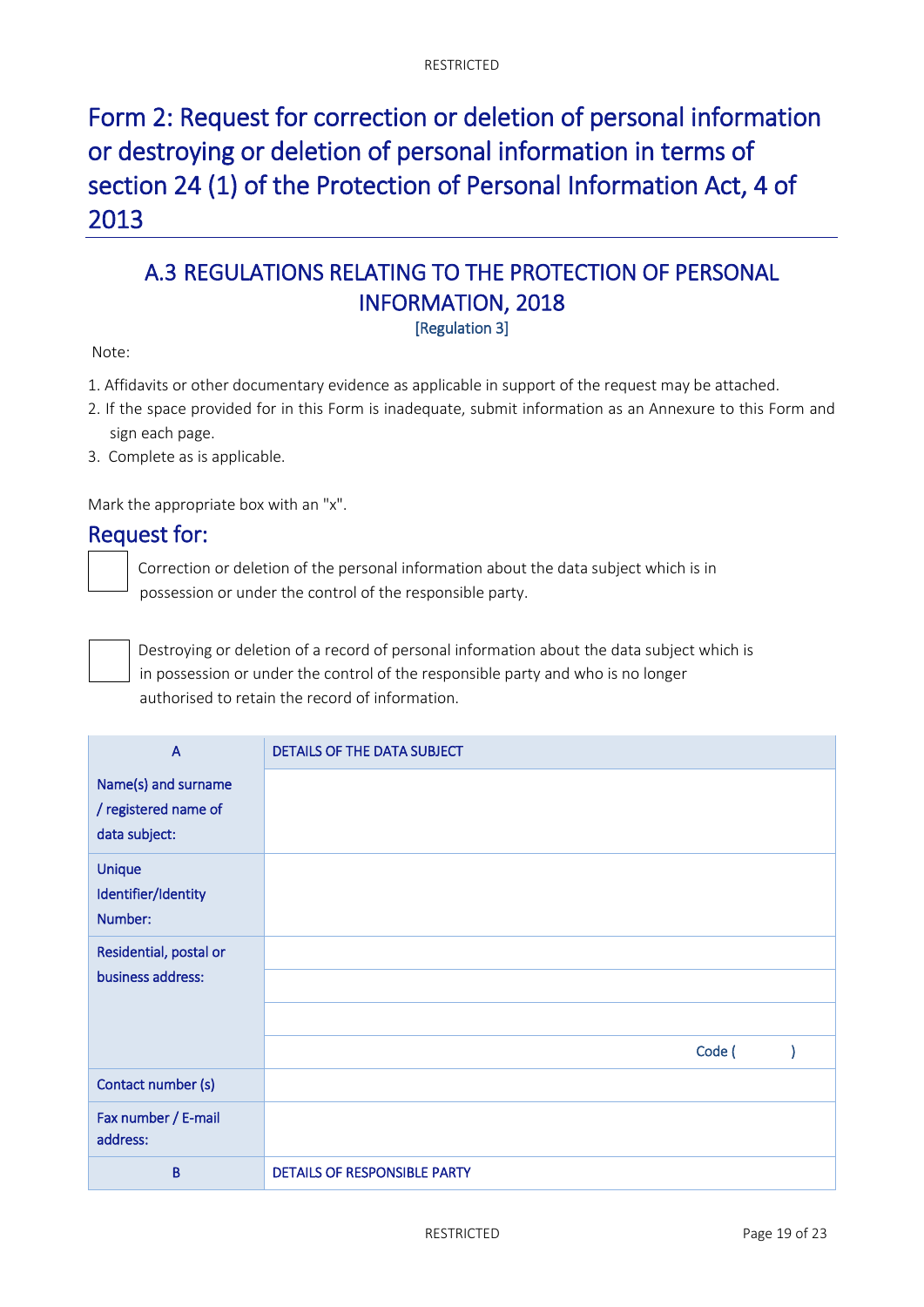# Form 2: Request for correction or deletion of personal information or destroying or deletion of personal information in terms of section 24 (1) of the Protection of Personal Information Act, 4 of 2013

## A.3 REGULATIONS RELATING TO THE PROTECTION OF PERSONAL INFORMATION, 2018

[Regulation 3]

Note:

1. Affidavits or other documentary evidence as applicable in support of the request may be attached.
2. If the space provided for in this Form is inadequate, submit information as an Annexure to this Form and sign each page.
3. Complete as is applicable.

Mark the appropriate box with an "x".

## Request for:

☐ Correction or deletion of the personal information about the data subject which is in possession or under the control of the responsible party.

☐ Destroying or deletion of a record of personal information about the data subject which is in possession or under the control of the responsible party and who is no longer authorised to retain the record of information.

| A | DETAILS OF THE DATA SUBJECT |
|---|---|
| Name(s) and surname / registered name of data subject: | |
| Unique Identifier/Identity Number: | |
| Residential, postal or business address: | |
| | |
| | |
| | Code ( ) |
| Contact number (s) | |
| Fax number / E-mail address: | |
| B | DETAILS OF RESPONSIBLE PARTY |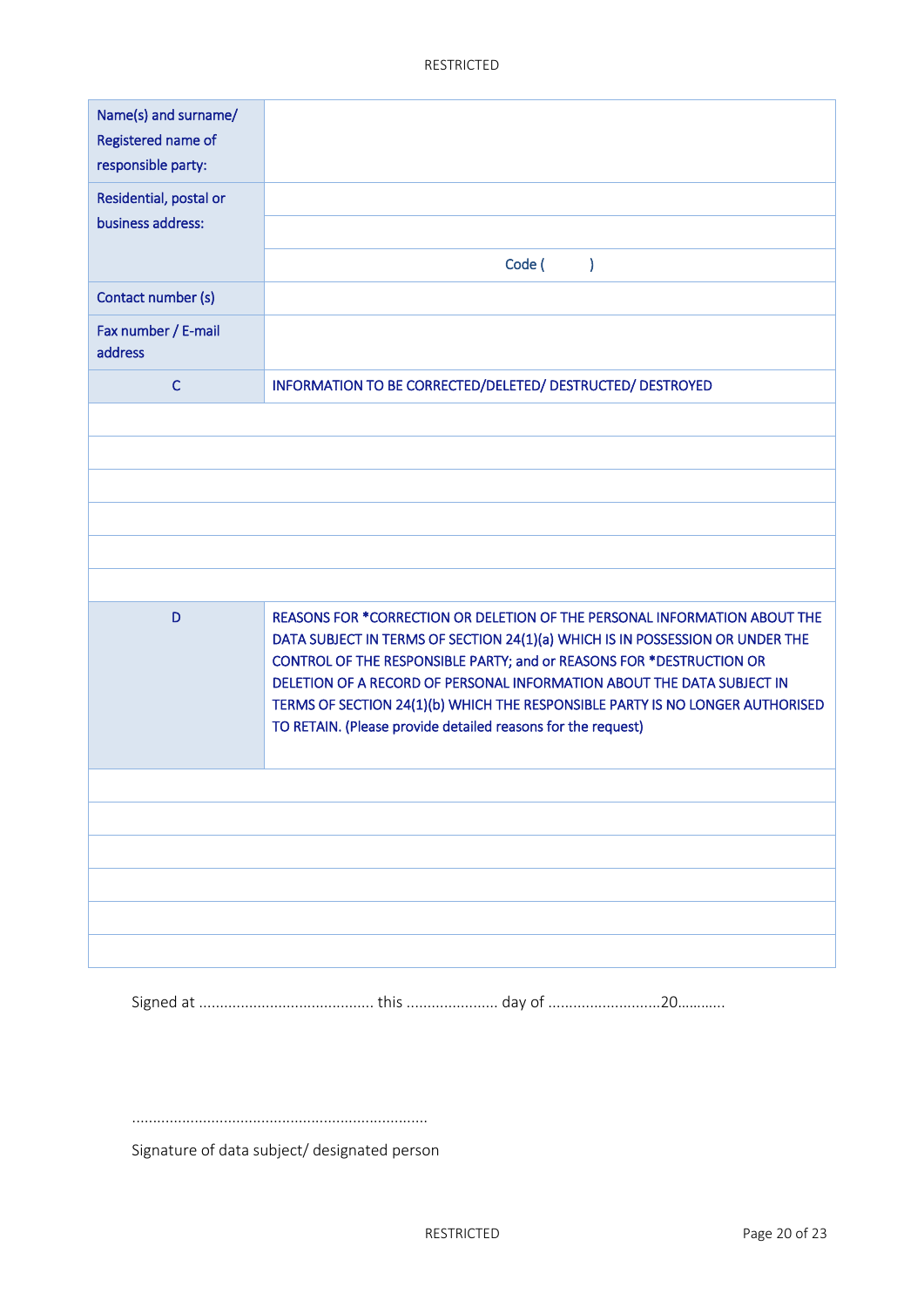| | |
|---|---|
| Name(s) and surname/ Registered name of responsible party: | |
| Residential, postal or business address: | |
| | |
| | Code (          ) |
| Contact number (s) | |
| Fax number / E-mail address | |
| C | INFORMATION TO BE CORRECTED/DELETED/ DESTRUCTED/ DESTROYED |
| | |
| | |
| | |
| | |
| | |
| | |
| D | REASONS FOR *CORRECTION OR DELETION OF THE PERSONAL INFORMATION ABOUT THE DATA SUBJECT IN TERMS OF SECTION 24(1)(a) WHICH IS IN POSSESSION OR UNDER THE CONTROL OF THE RESPONSIBLE PARTY; and or REASONS FOR *DESTRUCTION OR DELETION OF A RECORD OF PERSONAL INFORMATION ABOUT THE DATA SUBJECT IN TERMS OF SECTION 24(1)(b) WHICH THE RESPONSIBLE PARTY IS NO LONGER AUTHORISED TO RETAIN. (Please provide detailed reasons for the request) |
| | |
| | |
| | |
| | |
| | |
| | |

Signed at .......................................... this ...................... day of ...........................20...........

.......................................................................

Signature of data subject/ designated person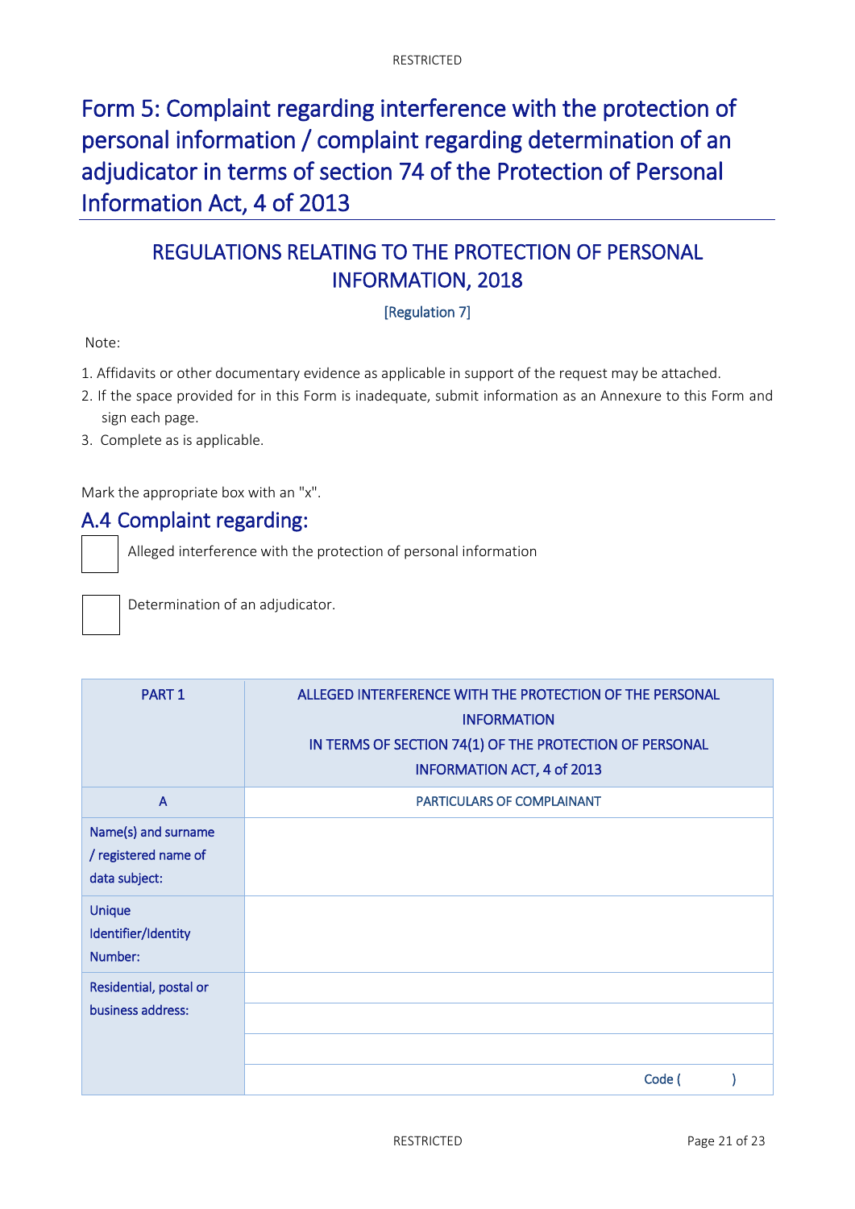# Form 5: Complaint regarding interference with the protection of personal information / complaint regarding determination of an adjudicator in terms of section 74 of the Protection of Personal Information Act, 4 of 2013

## REGULATIONS RELATING TO THE PROTECTION OF PERSONAL INFORMATION, 2018

[Regulation 7]

Note:

1. Affidavits or other documentary evidence as applicable in support of the request may be attached.
2. If the space provided for in this Form is inadequate, submit information as an Annexure to this Form and sign each page.
3. Complete as is applicable.

Mark the appropriate box with an "x".

## A.4 Complaint regarding:

☐ Alleged interference with the protection of personal information

☐ Determination of an adjudicator.

| PART 1 | ALLEGED INTERFERENCE WITH THE PROTECTION OF THE PERSONAL INFORMATION IN TERMS OF SECTION 74(1) OF THE PROTECTION OF PERSONAL INFORMATION ACT, 4 of 2013 |
|---|---|
| A | PARTICULARS OF COMPLAINANT |
| Name(s) and surname / registered name of data subject: | |
| Unique Identifier/Identity Number: | |
| Residential, postal or business address: | |
| | |
| | |
| | Code ( ) |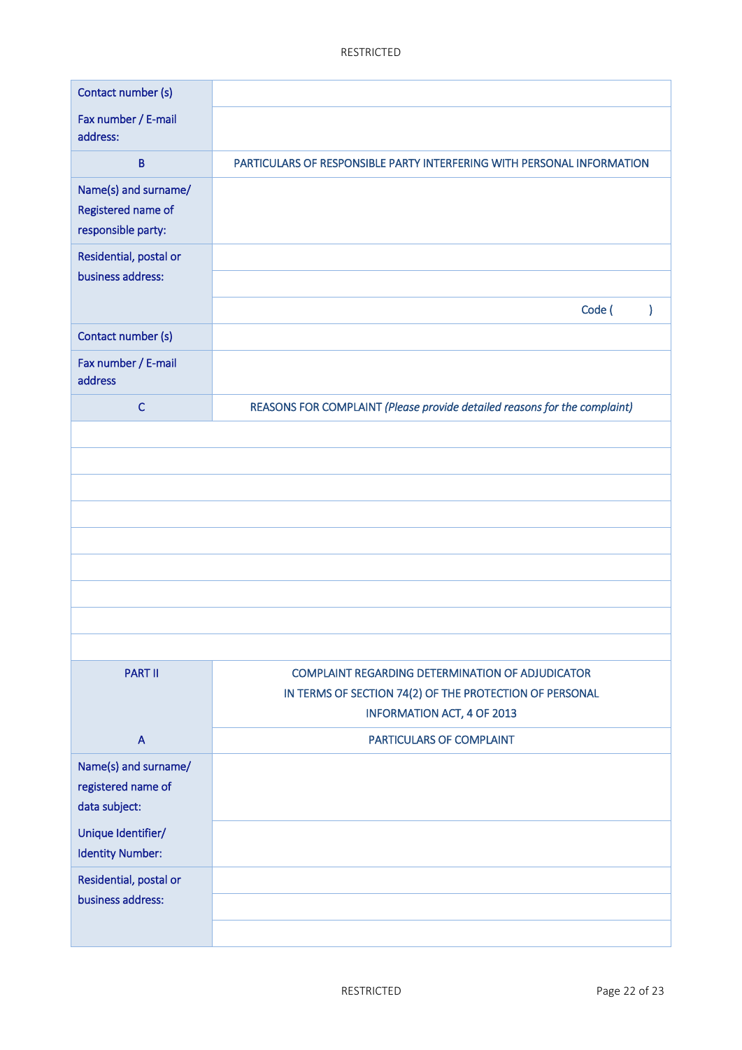| | |
|---|---|
| Contact number (s) | |
| Fax number / E-mail address: | |
| B | PARTICULARS OF RESPONSIBLE PARTY INTERFERING WITH PERSONAL INFORMATION |
| Name(s) and surname/ Registered name of responsible party: | |
| Residential, postal or business address: | |
| | |
| | Code ( ) |
| Contact number (s) | |
| Fax number / E-mail address | |
| C | REASONS FOR COMPLAINT *(Please provide detailed reasons for the complaint)* |
| | |
| | |
| | |
| | |
| | |
| | |
| | |
| | |
| | |
| PART II | COMPLAINT REGARDING DETERMINATION OF ADJUDICATOR IN TERMS OF SECTION 74(2) OF THE PROTECTION OF PERSONAL INFORMATION ACT, 4 OF 2013 |
| A | PARTICULARS OF COMPLAINT |
| Name(s) and surname/ registered name of data subject: | |
| Unique Identifier/ Identity Number: | |
| Residential, postal or business address: | |
| | |
| | |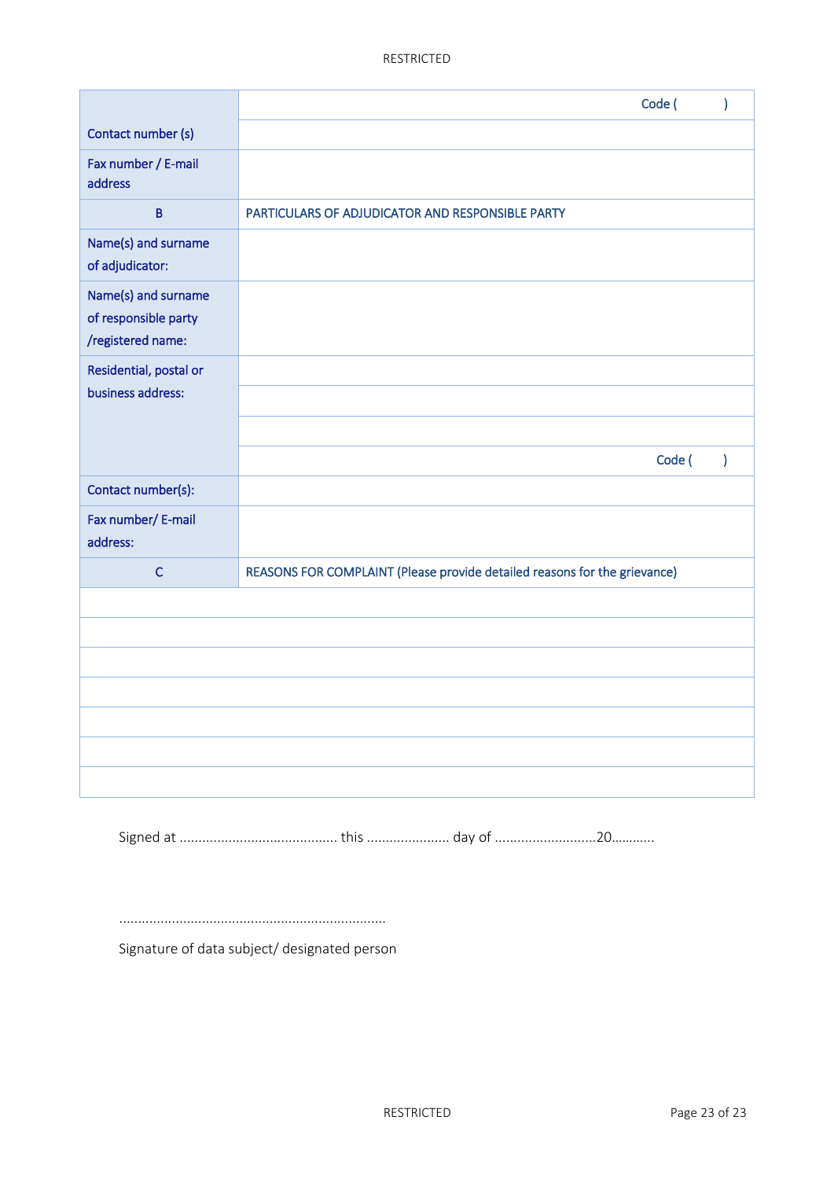| | |
|---|---|
| | Code ( ) |
| Contact number (s) | |
| Fax number / E-mail address | |
| B | PARTICULARS OF ADJUDICATOR AND RESPONSIBLE PARTY |
| Name(s) and surname of adjudicator: | |
| Name(s) and surname of responsible party /registered name: | |
| Residential, postal or business address: | |
| | |
| | |
| | Code ( ) |
| Contact number(s): | |
| Fax number/ E-mail address: | |
| C | REASONS FOR COMPLAINT (Please provide detailed reasons for the grievance) |
| | |
| | |
| | |
| | |
| | |
| | |
| | |

Signed at .......................................... this ...................... day of ...........................20............

.......................................................................

Signature of data subject/ designated person